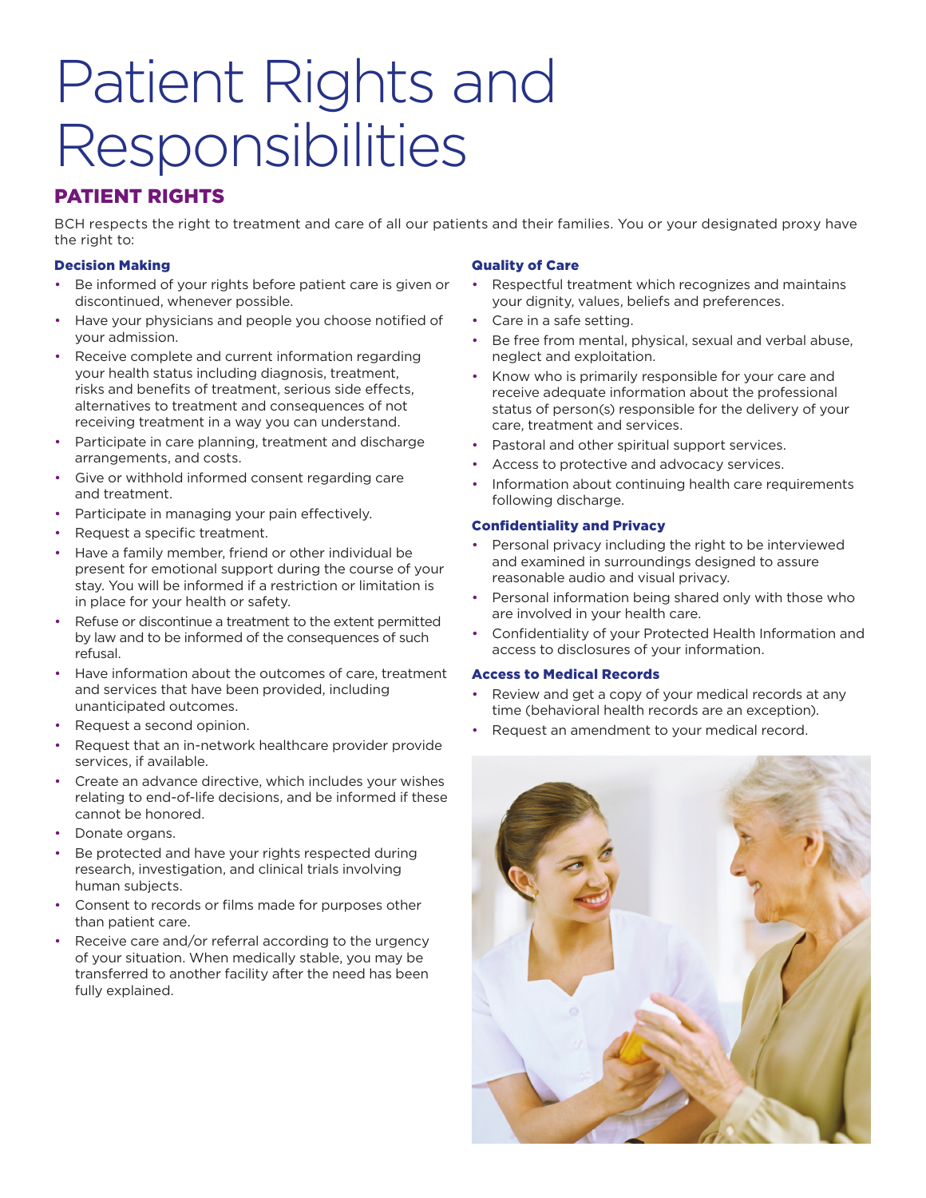# Patient Rights and Responsibilities

## PATIENT RIGHTS

BCH respects the right to treatment and care of all our patients and their families. You or your designated proxy have the right to:

### Decision Making

- Be informed of your rights before patient care is given or discontinued, whenever possible.
- Have your physicians and people you choose notified of your admission.
- Receive complete and current information regarding your health status including diagnosis, treatment, risks and benefits of treatment, serious side effects, alternatives to treatment and consequences of not receiving treatment in a way you can understand.
- Participate in care planning, treatment and discharge arrangements, and costs.
- Give or withhold informed consent regarding care and treatment.
- Participate in managing your pain effectively.
- Request a specific treatment.
- Have a family member, friend or other individual be present for emotional support during the course of your stay. You will be informed if a restriction or limitation is in place for your health or safety.
- Refuse or discontinue a treatment to the extent permitted by law and to be informed of the consequences of such refusal.
- Have information about the outcomes of care, treatment and services that have been provided, including unanticipated outcomes.
- Request a second opinion.
- Request that an in-network healthcare provider provide services, if available.
- Create an advance directive, which includes your wishes relating to end-of-life decisions, and be informed if these cannot be honored.
- Donate organs.
- Be protected and have your rights respected during research, investigation, and clinical trials involving human subjects.
- Consent to records or films made for purposes other than patient care.
- Receive care and/or referral according to the urgency of your situation. When medically stable, you may be transferred to another facility after the need has been fully explained.

### Quality of Care

- Respectful treatment which recognizes and maintains your dignity, values, beliefs and preferences.
- Care in a safe setting.
- Be free from mental, physical, sexual and verbal abuse, neglect and exploitation.
- Know who is primarily responsible for your care and receive adequate information about the professional status of person(s) responsible for the delivery of your care, treatment and services.
- Pastoral and other spiritual support services.
- Access to protective and advocacy services.
- Information about continuing health care requirements following discharge.

### Confidentiality and Privacy

- Personal privacy including the right to be interviewed and examined in surroundings designed to assure reasonable audio and visual privacy.
- Personal information being shared only with those who are involved in your health care.
- Confidentiality of your Protected Health Information and access to disclosures of your information.

### Access to Medical Records

- Review and get a copy of your medical records at any time (behavioral health records are an exception).
- Request an amendment to your medical record.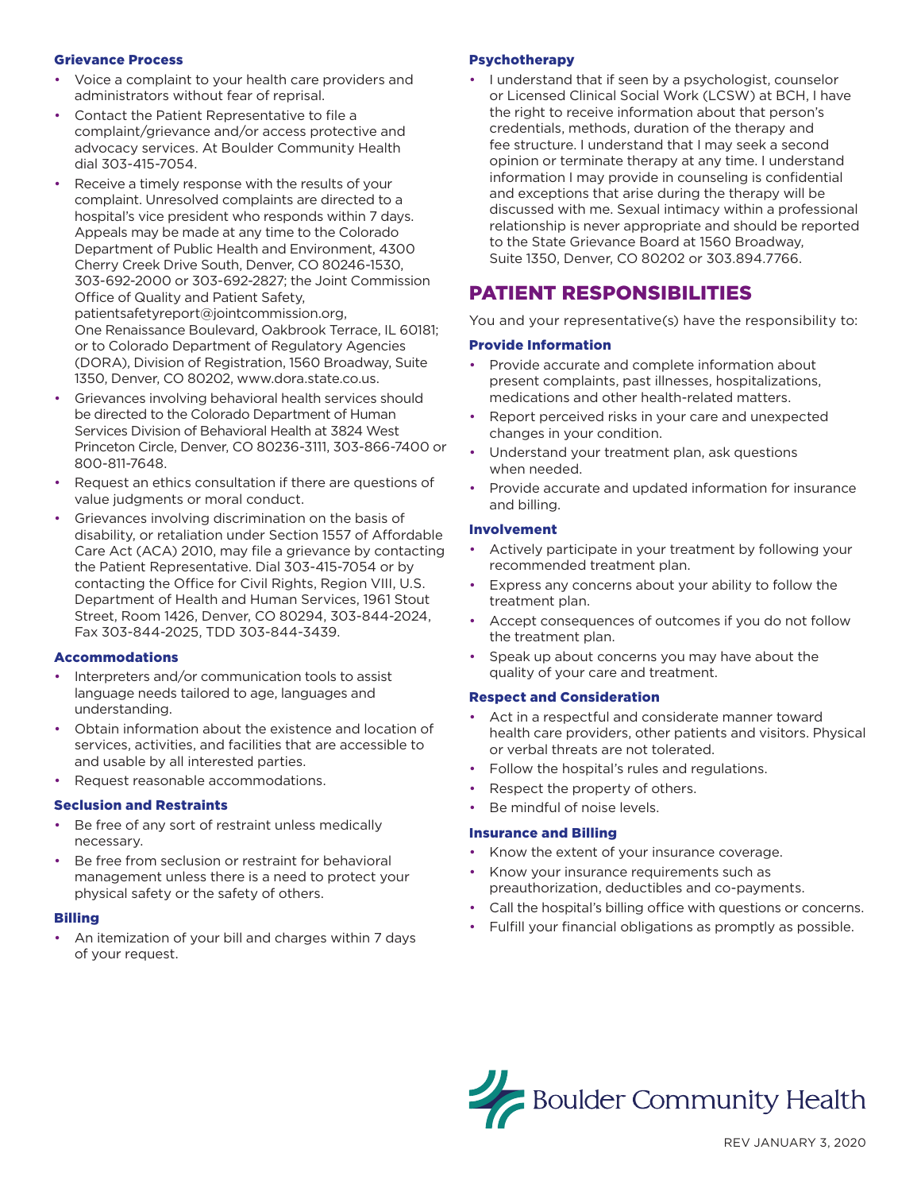### Grievance Process

- Voice a complaint to your health care providers and administrators without fear of reprisal.
- Contact the Patient Representative to file a complaint/grievance and/or access protective and advocacy services. At Boulder Community Health dial 303-415-7054.
- Receive a timely response with the results of your complaint. Unresolved complaints are directed to a hospital's vice president who responds within 7 days. Appeals may be made at any time to the Colorado Department of Public Health and Environment, 4300 Cherry Creek Drive South, Denver, CO 80246-1530, 303-692-2000 or 303-692-2827; the Joint Commission Office of Quality and Patient Safety, patientsafetyreport@jointcommission.org, One Renaissance Boulevard, Oakbrook Terrace, IL 60181; or to Colorado Department of Regulatory Agencies (DORA), Division of Registration, 1560 Broadway, Suite 1350, Denver, CO 80202, www.dora.state.co.us.
- Grievances involving behavioral health services should be directed to the Colorado Department of Human Services Division of Behavioral Health at 3824 West Princeton Circle, Denver, CO 80236-3111, 303-866-7400 or 800-811-7648.
- Request an ethics consultation if there are questions of value judgments or moral conduct.
- Grievances involving discrimination on the basis of disability, or retaliation under Section 1557 of Affordable Care Act (ACA) 2010, may file a grievance by contacting the Patient Representative. Dial 303-415-7054 or by contacting the Office for Civil Rights, Region VIII, U.S. Department of Health and Human Services, 1961 Stout Street, Room 1426, Denver, CO 80294, 303-844-2024, Fax 303-844-2025, TDD 303-844-3439.

### Accommodations

- Interpreters and/or communication tools to assist language needs tailored to age, languages and understanding.
- Obtain information about the existence and location of services, activities, and facilities that are accessible to and usable by all interested parties.
- Request reasonable accommodations.

### Seclusion and Restraints

- Be free of any sort of restraint unless medically necessary.
- Be free from seclusion or restraint for behavioral management unless there is a need to protect your physical safety or the safety of others.

### Billing

- An itemization of your bill and charges within 7 days of your request.

### Psychotherapy

- I understand that if seen by a psychologist, counselor or Licensed Clinical Social Work (LCSW) at BCH, I have the right to receive information about that person's credentials, methods, duration of the therapy and fee structure. I understand that I may seek a second opinion or terminate therapy at any time. I understand information I may provide in counseling is confidential and exceptions that arise during the therapy will be discussed with me. Sexual intimacy within a professional relationship is never appropriate and should be reported to the State Grievance Board at 1560 Broadway, Suite 1350, Denver, CO 80202 or 303.894.7766.

## PATIENT RESPONSIBILITIES

You and your representative(s) have the responsibility to:

### Provide Information

- Provide accurate and complete information about present complaints, past illnesses, hospitalizations, medications and other health-related matters.
- Report perceived risks in your care and unexpected changes in your condition.
- Understand your treatment plan, ask questions when needed.
- Provide accurate and updated information for insurance and billing.

### Involvement

- Actively participate in your treatment by following your recommended treatment plan.
- Express any concerns about your ability to follow the treatment plan.
- Accept consequences of outcomes if you do not follow the treatment plan.
- Speak up about concerns you may have about the quality of your care and treatment.

### Respect and Consideration

- Act in a respectful and considerate manner toward health care providers, other patients and visitors. Physical or verbal threats are not tolerated.
- Follow the hospital's rules and regulations.
- Respect the property of others.
- Be mindful of noise levels.

### Insurance and Billing

- Know the extent of your insurance coverage.
- Know your insurance requirements such as preauthorization, deductibles and co-payments.
- Call the hospital's billing office with questions or concerns.
- Fulfill your financial obligations as promptly as possible.

Boulder Community Health

REV JANUARY 3, 2020